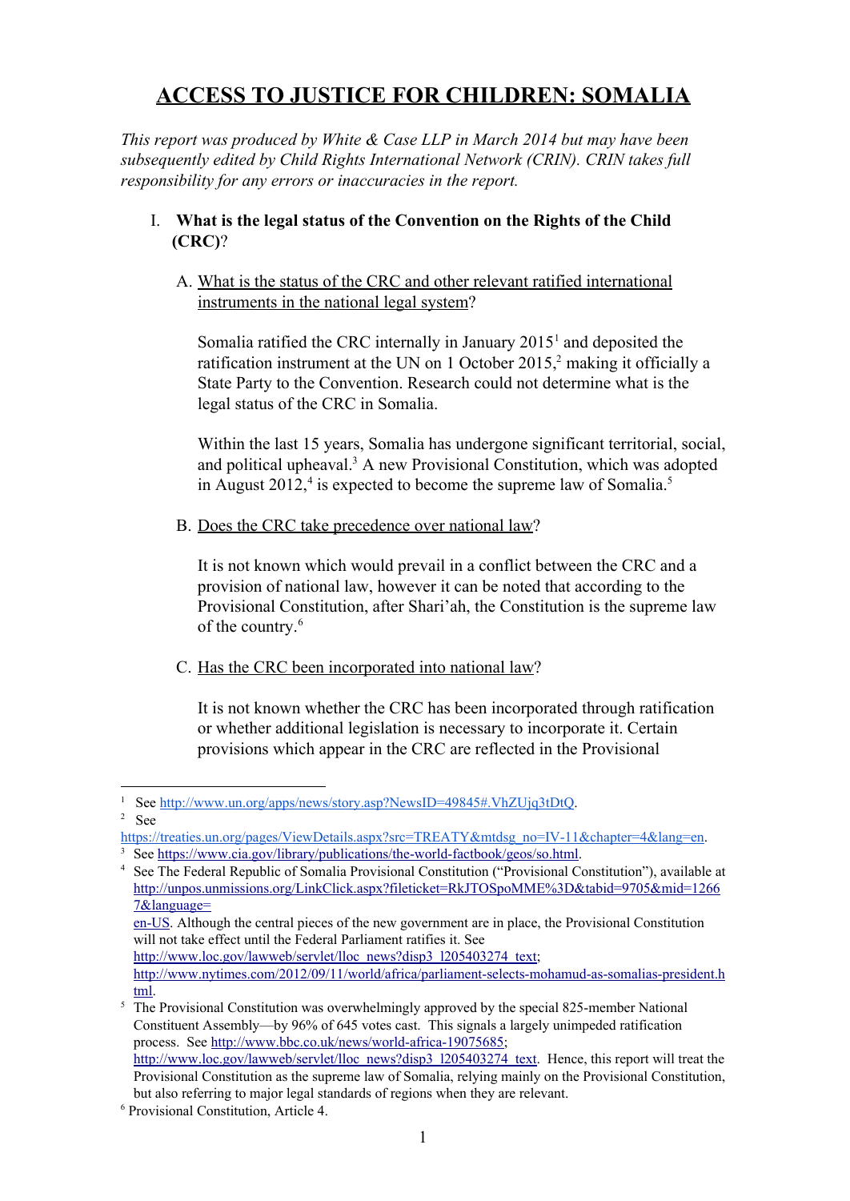# ACCESS TO JUSTICE FOR CHILDREN: SOMALIA

*This report was produced by White & Case LLP in March 2014 but may have been subsequently edited by Child Rights International Network (CRIN). CRIN takes full responsibility for any errors or inaccuracies in the report.*

## I. What is the legal status of the Convention on the Rights of the Child (CRC)?

### A. What is the status of the CRC and other relevant ratified international instruments in the national legal system?

Somalia ratified the CRC internally in January 2015[1] and deposited the ratification instrument at the UN on 1 October 2015,[2] making it officially a State Party to the Convention. Research could not determine what is the legal status of the CRC in Somalia.

Within the last 15 years, Somalia has undergone significant territorial, social, and political upheaval.[3] A new Provisional Constitution, which was adopted in August 2012,[4] is expected to become the supreme law of Somalia.[5]

### B. Does the CRC take precedence over national law?

It is not known which would prevail in a conflict between the CRC and a provision of national law, however it can be noted that according to the Provisional Constitution, after Shari'ah, the Constitution is the supreme law of the country.[6]

### C. Has the CRC been incorporated into national law?

It is not known whether the CRC has been incorporated through ratification or whether additional legislation is necessary to incorporate it. Certain provisions which appear in the CRC are reflected in the Provisional

---

[1] See http://www.un.org/apps/news/story.asp?NewsID=49845#.VhZUjq3tDtQ.

[2] See https://treaties.un.org/pages/ViewDetails.aspx?src=TREATY&mtdsg_no=IV-11&chapter=4&lang=en.

[3] See https://www.cia.gov/library/publications/the-world-factbook/geos/so.html.

[4] See The Federal Republic of Somalia Provisional Constitution ("Provisional Constitution"), available at http://unpos.unmissions.org/LinkClick.aspx?fileticket=RkJTOSpoMME%3D&tabid=9705&mid=12667&language=en-US. Although the central pieces of the new government are in place, the Provisional Constitution will not take effect until the Federal Parliament ratifies it. See http://www.loc.gov/lawweb/servlet/lloc_news?disp3_l205403274_text; http://www.nytimes.com/2012/09/11/world/africa/parliament-selects-mohamud-as-somalias-president.html.

[5] The Provisional Constitution was overwhelmingly approved by the special 825-member National Constituent Assembly—by 96% of 645 votes cast. This signals a largely unimpeded ratification process. See http://www.bbc.co.uk/news/world-africa-19075685; http://www.loc.gov/lawweb/servlet/lloc_news?disp3_l205403274_text. Hence, this report will treat the Provisional Constitution as the supreme law of Somalia, relying mainly on the Provisional Constitution, but also referring to major legal standards of regions when they are relevant.

[6] Provisional Constitution, Article 4.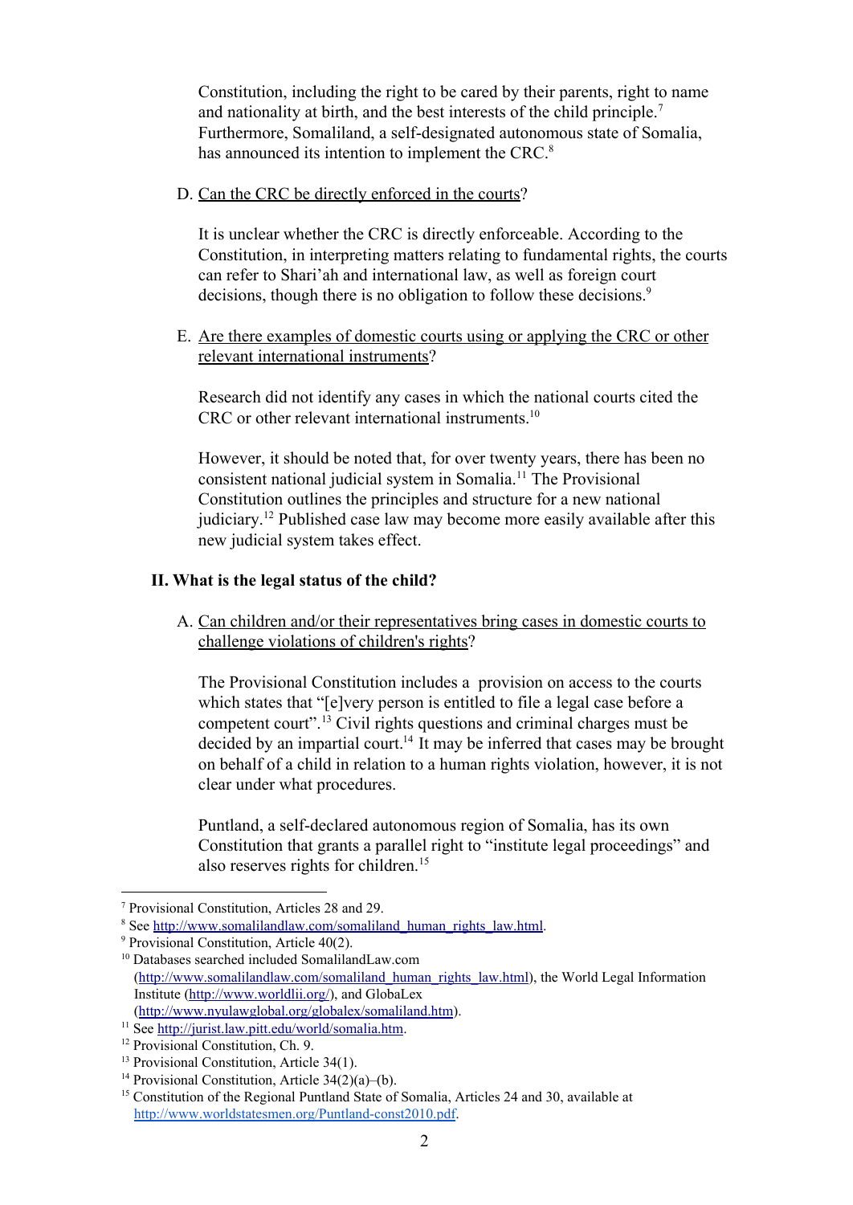Constitution, including the right to be cared by their parents, right to name and nationality at birth, and the best interests of the child principle.[7] Furthermore, Somaliland, a self-designated autonomous state of Somalia, has announced its intention to implement the CRC.[8]

D. Can the CRC be directly enforced in the courts?

It is unclear whether the CRC is directly enforceable. According to the Constitution, in interpreting matters relating to fundamental rights, the courts can refer to Shari'ah and international law, as well as foreign court decisions, though there is no obligation to follow these decisions.[9]

E. Are there examples of domestic courts using or applying the CRC or other relevant international instruments?

Research did not identify any cases in which the national courts cited the CRC or other relevant international instruments.[10]

However, it should be noted that, for over twenty years, there has been no consistent national judicial system in Somalia.[11] The Provisional Constitution outlines the principles and structure for a new national judiciary.[12] Published case law may become more easily available after this new judicial system takes effect.

## II. What is the legal status of the child?

A. Can children and/or their representatives bring cases in domestic courts to challenge violations of children's rights?

The Provisional Constitution includes a provision on access to the courts which states that "[e]very person is entitled to file a legal case before a competent court".[13] Civil rights questions and criminal charges must be decided by an impartial court.[14] It may be inferred that cases may be brought on behalf of a child in relation to a human rights violation, however, it is not clear under what procedures.

Puntland, a self-declared autonomous region of Somalia, has its own Constitution that grants a parallel right to "institute legal proceedings" and also reserves rights for children.[15]

---

[7] Provisional Constitution, Articles 28 and 29.

[8] See http://www.somalilandlaw.com/somaliland_human_rights_law.html.

[9] Provisional Constitution, Article 40(2).

[10] Databases searched included SomalilandLaw.com (http://www.somalilandlaw.com/somaliland_human_rights_law.html), the World Legal Information Institute (http://www.worldlii.org/), and GlobaLex (http://www.nyulawglobal.org/globalex/somaliland.htm).

[11] See http://jurist.law.pitt.edu/world/somalia.htm.

[12] Provisional Constitution, Ch. 9.

[13] Provisional Constitution, Article 34(1).

[14] Provisional Constitution, Article 34(2)(a)–(b).

[15] Constitution of the Regional Puntland State of Somalia, Articles 24 and 30, available at http://www.worldstatesmen.org/Puntland-const2010.pdf.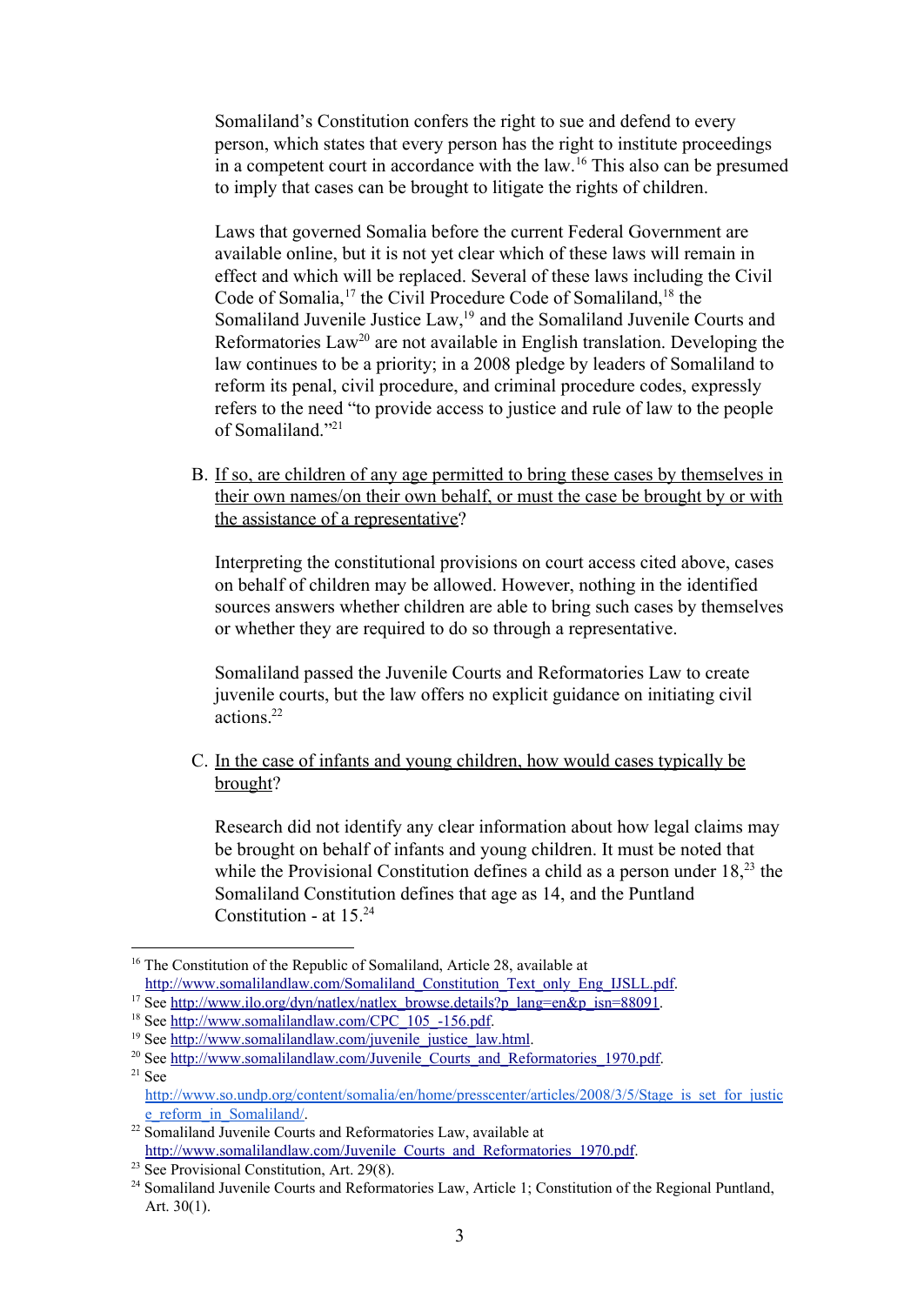Somaliland's Constitution confers the right to sue and defend to every person, which states that every person has the right to institute proceedings in a competent court in accordance with the law.[16] This also can be presumed to imply that cases can be brought to litigate the rights of children.

Laws that governed Somalia before the current Federal Government are available online, but it is not yet clear which of these laws will remain in effect and which will be replaced. Several of these laws including the Civil Code of Somalia,[17] the Civil Procedure Code of Somaliland,[18] the Somaliland Juvenile Justice Law,[19] and the Somaliland Juvenile Courts and Reformatories Law[20] are not available in English translation. Developing the law continues to be a priority; in a 2008 pledge by leaders of Somaliland to reform its penal, civil procedure, and criminal procedure codes, expressly refers to the need "to provide access to justice and rule of law to the people of Somaliland."[21]

B. <u>If so, are children of any age permitted to bring these cases by themselves in their own names/on their own behalf, or must the case be brought by or with the assistance of a representative</u>?

Interpreting the constitutional provisions on court access cited above, cases on behalf of children may be allowed. However, nothing in the identified sources answers whether children are able to bring such cases by themselves or whether they are required to do so through a representative.

Somaliland passed the Juvenile Courts and Reformatories Law to create juvenile courts, but the law offers no explicit guidance on initiating civil actions.[22]

C. <u>In the case of infants and young children, how would cases typically be brought</u>?

Research did not identify any clear information about how legal claims may be brought on behalf of infants and young children. It must be noted that while the Provisional Constitution defines a child as a person under 18,[23] the Somaliland Constitution defines that age as 14, and the Puntland Constitution - at 15.[24]

---

[16] The Constitution of the Republic of Somaliland, Article 28, available at http://www.somalilandlaw.com/Somaliland_Constitution_Text_only_Eng_IJSLL.pdf.

[17] See http://www.ilo.org/dyn/natlex/natlex_browse.details?p_lang=en&p_isn=88091.

[18] See http://www.somalilandlaw.com/CPC_105_-156.pdf.

[19] See http://www.somalilandlaw.com/juvenile_justice_law.html.

[20] See http://www.somalilandlaw.com/Juvenile_Courts_and_Reformatories_1970.pdf.

[21] See http://www.so.undp.org/content/somalia/en/home/presscenter/articles/2008/3/5/Stage_is_set_for_justice_reform_in_Somaliland/.

[22] Somaliland Juvenile Courts and Reformatories Law, available at http://www.somalilandlaw.com/Juvenile_Courts_and_Reformatories_1970.pdf.

[23] See Provisional Constitution, Art. 29(8).

[24] Somaliland Juvenile Courts and Reformatories Law, Article 1; Constitution of the Regional Puntland, Art. 30(1).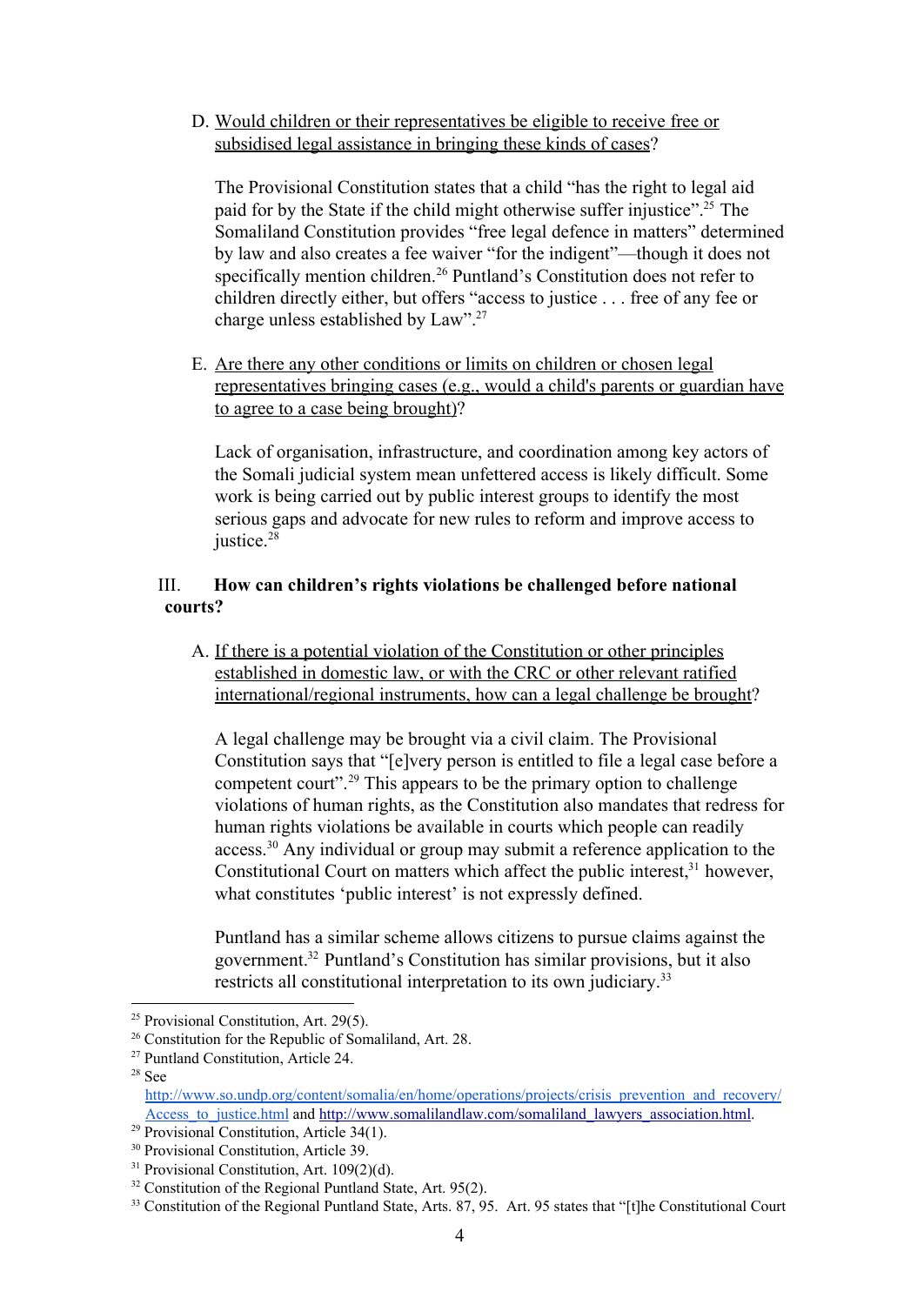D. Would children or their representatives be eligible to receive free or subsidised legal assistance in bringing these kinds of cases?

The Provisional Constitution states that a child "has the right to legal aid paid for by the State if the child might otherwise suffer injustice".[25] The Somaliland Constitution provides "free legal defence in matters" determined by law and also creates a fee waiver "for the indigent"—though it does not specifically mention children.[26] Puntland's Constitution does not refer to children directly either, but offers "access to justice . . . free of any fee or charge unless established by Law".[27]

E. Are there any other conditions or limits on children or chosen legal representatives bringing cases (e.g., would a child's parents or guardian have to agree to a case being brought)?

Lack of organisation, infrastructure, and coordination among key actors of the Somali judicial system mean unfettered access is likely difficult. Some work is being carried out by public interest groups to identify the most serious gaps and advocate for new rules to reform and improve access to justice.[28]

## III. How can children's rights violations be challenged before national courts?

A. If there is a potential violation of the Constitution or other principles established in domestic law, or with the CRC or other relevant ratified international/regional instruments, how can a legal challenge be brought?

A legal challenge may be brought via a civil claim. The Provisional Constitution says that "[e]very person is entitled to file a legal case before a competent court".[29] This appears to be the primary option to challenge violations of human rights, as the Constitution also mandates that redress for human rights violations be available in courts which people can readily access.[30] Any individual or group may submit a reference application to the Constitutional Court on matters which affect the public interest,[31] however, what constitutes 'public interest' is not expressly defined.

Puntland has a similar scheme allows citizens to pursue claims against the government.[32] Puntland's Constitution has similar provisions, but it also restricts all constitutional interpretation to its own judiciary.[33]

---

[25] Provisional Constitution, Art. 29(5).

[26] Constitution for the Republic of Somaliland, Art. 28.

[27] Puntland Constitution, Article 24.

[28] See http://www.so.undp.org/content/somalia/en/home/operations/projects/crisis_prevention_and_recovery/Access_to_justice.html and http://www.somalilandlaw.com/somaliland_lawyers_association.html.

[29] Provisional Constitution, Article 34(1).

[30] Provisional Constitution, Article 39.

[31] Provisional Constitution, Art. 109(2)(d).

[32] Constitution of the Regional Puntland State, Art. 95(2).

[33] Constitution of the Regional Puntland State, Arts. 87, 95. Art. 95 states that "[t]he Constitutional Court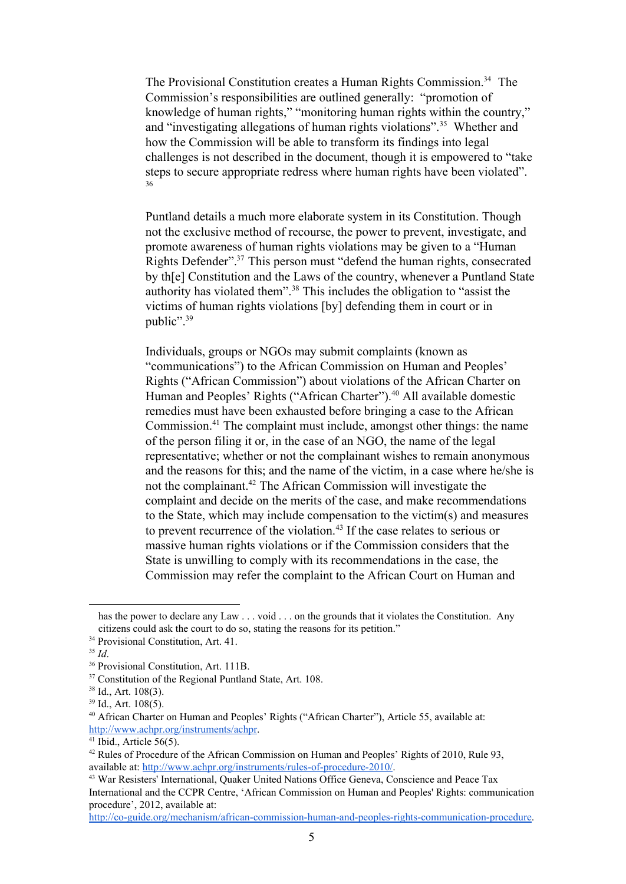The Provisional Constitution creates a Human Rights Commission.[34] The Commission's responsibilities are outlined generally: "promotion of knowledge of human rights," "monitoring human rights within the country," and "investigating allegations of human rights violations".[35] Whether and how the Commission will be able to transform its findings into legal challenges is not described in the document, though it is empowered to "take steps to secure appropriate redress where human rights have been violated".[36]

Puntland details a much more elaborate system in its Constitution. Though not the exclusive method of recourse, the power to prevent, investigate, and promote awareness of human rights violations may be given to a "Human Rights Defender".[37] This person must "defend the human rights, consecrated by th[e] Constitution and the Laws of the country, whenever a Puntland State authority has violated them".[38] This includes the obligation to "assist the victims of human rights violations [by] defending them in court or in public".[39]

Individuals, groups or NGOs may submit complaints (known as "communications") to the African Commission on Human and Peoples' Rights ("African Commission") about violations of the African Charter on Human and Peoples' Rights ("African Charter").[40] All available domestic remedies must have been exhausted before bringing a case to the African Commission.[41] The complaint must include, amongst other things: the name of the person filing it or, in the case of an NGO, the name of the legal representative; whether or not the complainant wishes to remain anonymous and the reasons for this; and the name of the victim, in a case where he/she is not the complainant.[42] The African Commission will investigate the complaint and decide on the merits of the case, and make recommendations to the State, which may include compensation to the victim(s) and measures to prevent recurrence of the violation.[43] If the case relates to serious or massive human rights violations or if the Commission considers that the State is unwilling to comply with its recommendations in the case, the Commission may refer the complaint to the African Court on Human and

---

has the power to declare any Law . . . void . . . on the grounds that it violates the Constitution. Any citizens could ask the court to do so, stating the reasons for its petition."

[34] Provisional Constitution, Art. 41.

[35] *Id*.

[36] Provisional Constitution, Art. 111B.

[37] Constitution of the Regional Puntland State, Art. 108.

[38] Id., Art. 108(3).

[39] Id., Art. 108(5).

[40] African Charter on Human and Peoples' Rights ("African Charter"), Article 55, available at: http://www.achpr.org/instruments/achpr.

[41] Ibid., Article 56(5).

[42] Rules of Procedure of the African Commission on Human and Peoples' Rights of 2010, Rule 93, available at: http://www.achpr.org/instruments/rules-of-procedure-2010/.

[43] War Resisters' International, Quaker United Nations Office Geneva, Conscience and Peace Tax International and the CCPR Centre, 'African Commission on Human and Peoples' Rights: communication procedure', 2012, available at: http://co-guide.org/mechanism/african-commission-human-and-peoples-rights-communication-procedure.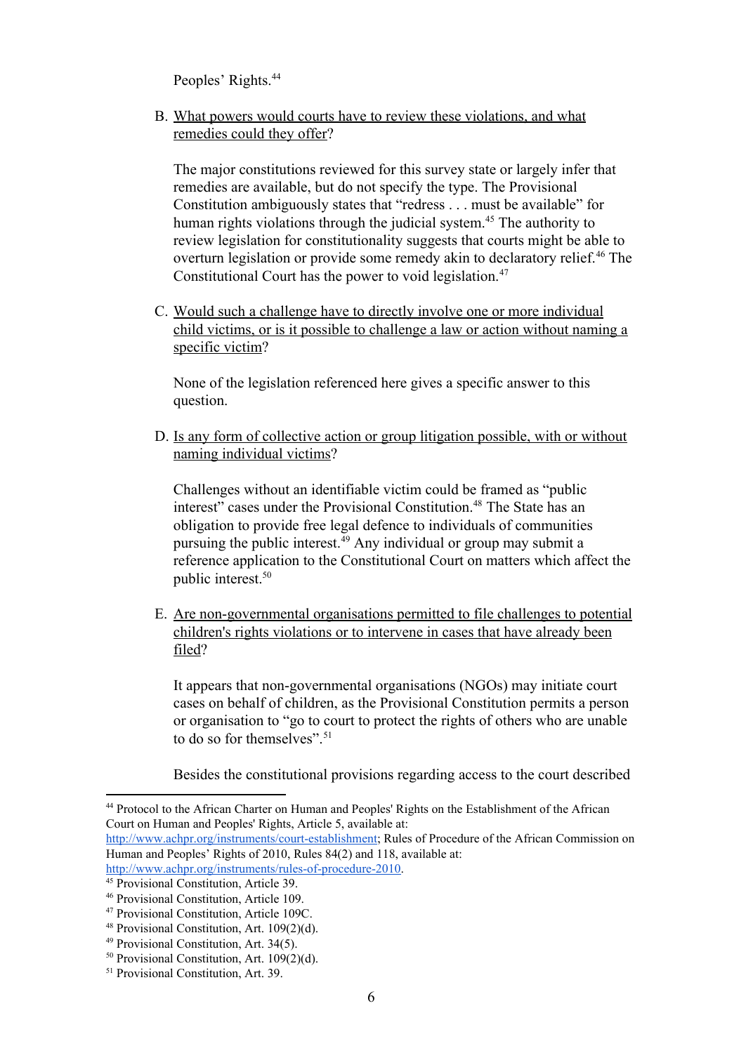Peoples' Rights.[44]

B. What powers would courts have to review these violations, and what remedies could they offer?

The major constitutions reviewed for this survey state or largely infer that remedies are available, but do not specify the type. The Provisional Constitution ambiguously states that "redress . . . must be available" for human rights violations through the judicial system.[45] The authority to review legislation for constitutionality suggests that courts might be able to overturn legislation or provide some remedy akin to declaratory relief.[46] The Constitutional Court has the power to void legislation.[47]

C. Would such a challenge have to directly involve one or more individual child victims, or is it possible to challenge a law or action without naming a specific victim?

None of the legislation referenced here gives a specific answer to this question.

D. Is any form of collective action or group litigation possible, with or without naming individual victims?

Challenges without an identifiable victim could be framed as "public interest" cases under the Provisional Constitution.[48] The State has an obligation to provide free legal defence to individuals of communities pursuing the public interest.[49] Any individual or group may submit a reference application to the Constitutional Court on matters which affect the public interest.[50]

E. Are non-governmental organisations permitted to file challenges to potential children's rights violations or to intervene in cases that have already been filed?

It appears that non-governmental organisations (NGOs) may initiate court cases on behalf of children, as the Provisional Constitution permits a person or organisation to "go to court to protect the rights of others who are unable to do so for themselves".[51]

Besides the constitutional provisions regarding access to the court described

---

[44] Protocol to the African Charter on Human and Peoples' Rights on the Establishment of the African Court on Human and Peoples' Rights, Article 5, available at: http://www.achpr.org/instruments/court-establishment; Rules of Procedure of the African Commission on Human and Peoples' Rights of 2010, Rules 84(2) and 118, available at: http://www.achpr.org/instruments/rules-of-procedure-2010.

[45] Provisional Constitution, Article 39.

[46] Provisional Constitution, Article 109.

[47] Provisional Constitution, Article 109C.

[48] Provisional Constitution, Art. 109(2)(d).

[49] Provisional Constitution, Art. 34(5).

[50] Provisional Constitution, Art. 109(2)(d).

[51] Provisional Constitution, Art. 39.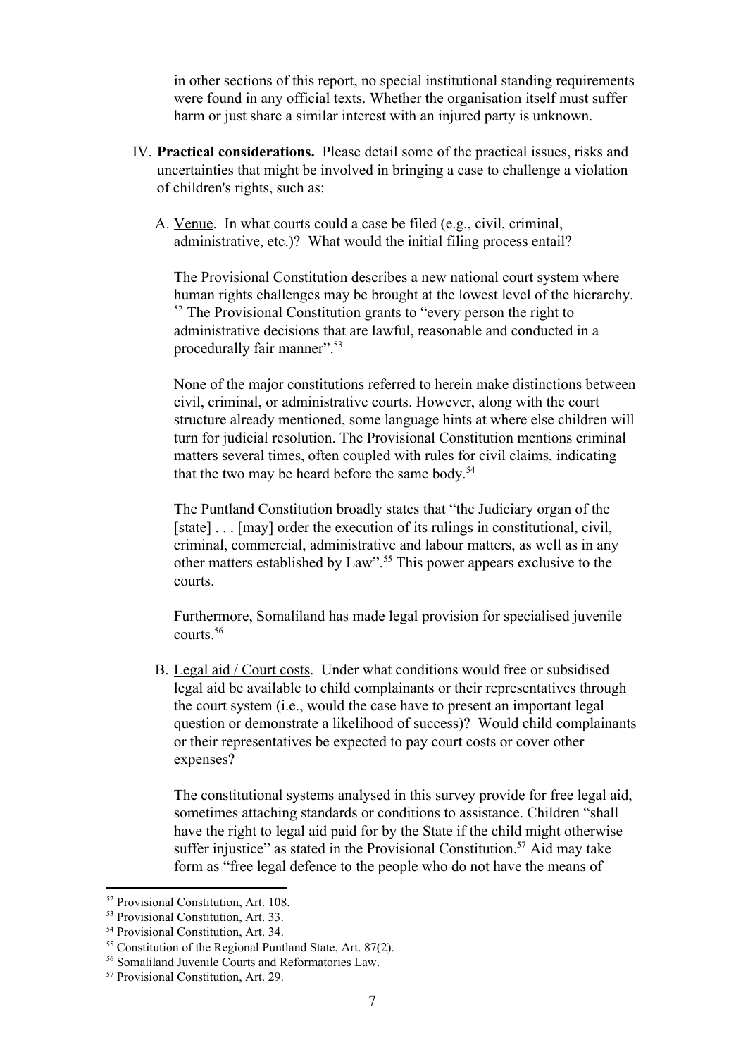in other sections of this report, no special institutional standing requirements were found in any official texts. Whether the organisation itself must suffer harm or just share a similar interest with an injured party is unknown.

IV. **Practical considerations.** Please detail some of the practical issues, risks and uncertainties that might be involved in bringing a case to challenge a violation of children's rights, such as:

A. Venue. In what courts could a case be filed (e.g., civil, criminal, administrative, etc.)? What would the initial filing process entail?

The Provisional Constitution describes a new national court system where human rights challenges may be brought at the lowest level of the hierarchy.[52] The Provisional Constitution grants to "every person the right to administrative decisions that are lawful, reasonable and conducted in a procedurally fair manner".[53]

None of the major constitutions referred to herein make distinctions between civil, criminal, or administrative courts. However, along with the court structure already mentioned, some language hints at where else children will turn for judicial resolution. The Provisional Constitution mentions criminal matters several times, often coupled with rules for civil claims, indicating that the two may be heard before the same body.[54]

The Puntland Constitution broadly states that "the Judiciary organ of the [state] . . . [may] order the execution of its rulings in constitutional, civil, criminal, commercial, administrative and labour matters, as well as in any other matters established by Law".[55] This power appears exclusive to the courts.

Furthermore, Somaliland has made legal provision for specialised juvenile courts.[56]

B. Legal aid / Court costs. Under what conditions would free or subsidised legal aid be available to child complainants or their representatives through the court system (i.e., would the case have to present an important legal question or demonstrate a likelihood of success)? Would child complainants or their representatives be expected to pay court costs or cover other expenses?

The constitutional systems analysed in this survey provide for free legal aid, sometimes attaching standards or conditions to assistance. Children "shall have the right to legal aid paid for by the State if the child might otherwise suffer injustice" as stated in the Provisional Constitution.[57] Aid may take form as "free legal defence to the people who do not have the means of

---

[52] Provisional Constitution, Art. 108.
[53] Provisional Constitution, Art. 33.
[54] Provisional Constitution, Art. 34.
[55] Constitution of the Regional Puntland State, Art. 87(2).
[56] Somaliland Juvenile Courts and Reformatories Law.
[57] Provisional Constitution, Art. 29.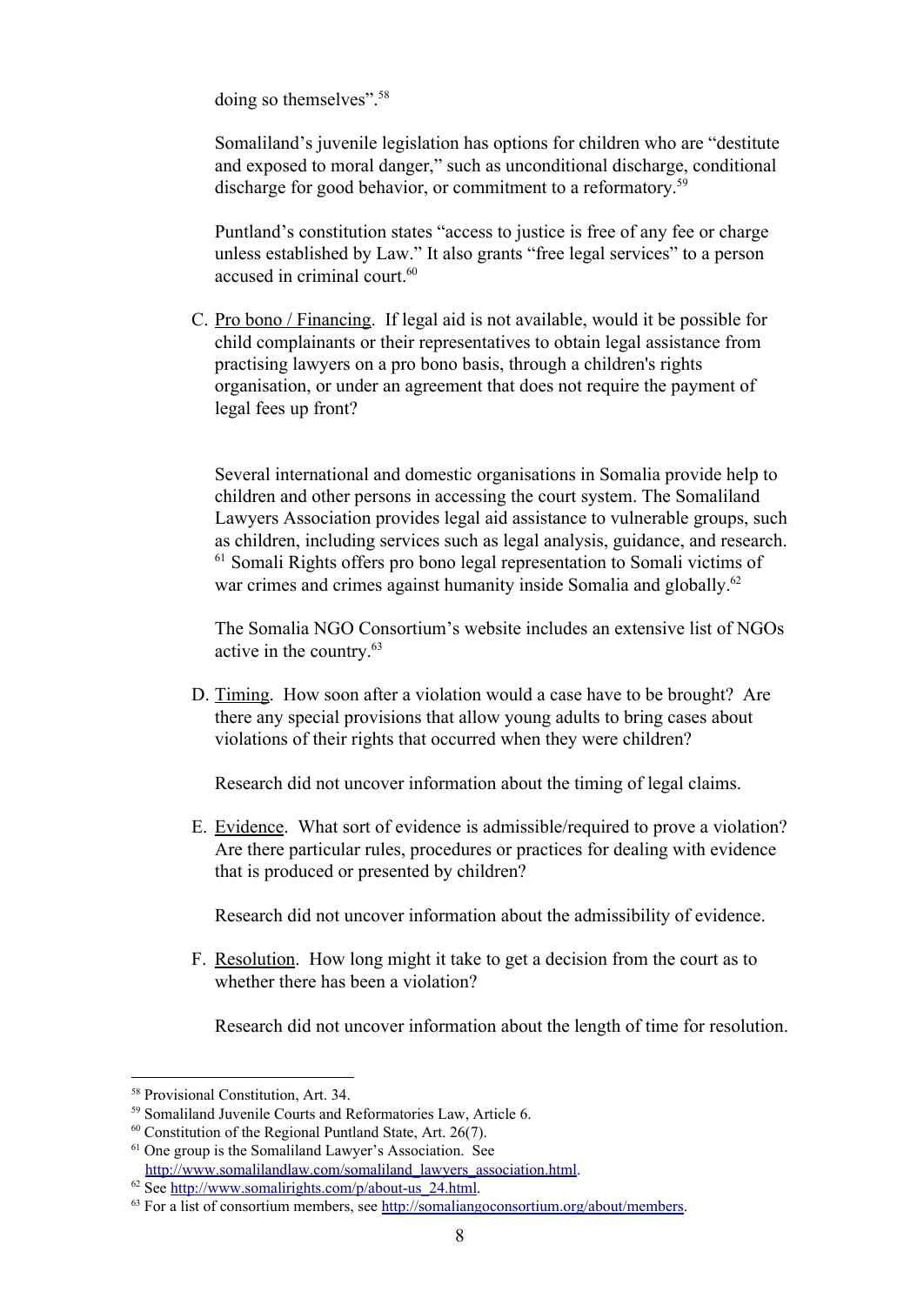doing so themselves”.[58]

Somaliland’s juvenile legislation has options for children who are “destitute and exposed to moral danger,” such as unconditional discharge, conditional discharge for good behavior, or commitment to a reformatory.[59]

Puntland’s constitution states “access to justice is free of any fee or charge unless established by Law.” It also grants “free legal services” to a person accused in criminal court.[60]

C. Pro bono / Financing. If legal aid is not available, would it be possible for child complainants or their representatives to obtain legal assistance from practising lawyers on a pro bono basis, through a children's rights organisation, or under an agreement that does not require the payment of legal fees up front?

Several international and domestic organisations in Somalia provide help to children and other persons in accessing the court system. The Somaliland Lawyers Association provides legal aid assistance to vulnerable groups, such as children, including services such as legal analysis, guidance, and research.[61] Somali Rights offers pro bono legal representation to Somali victims of war crimes and crimes against humanity inside Somalia and globally.[62]

The Somalia NGO Consortium’s website includes an extensive list of NGOs active in the country.[63]

D. Timing. How soon after a violation would a case have to be brought? Are there any special provisions that allow young adults to bring cases about violations of their rights that occurred when they were children?

Research did not uncover information about the timing of legal claims.

E. Evidence. What sort of evidence is admissible/required to prove a violation? Are there particular rules, procedures or practices for dealing with evidence that is produced or presented by children?

Research did not uncover information about the admissibility of evidence.

F. Resolution. How long might it take to get a decision from the court as to whether there has been a violation?

Research did not uncover information about the length of time for resolution.

---

[58] Provisional Constitution, Art. 34.

[59] Somaliland Juvenile Courts and Reformatories Law, Article 6.

[60] Constitution of the Regional Puntland State, Art. 26(7).

[61] One group is the Somaliland Lawyer’s Association. See http://www.somalilandlaw.com/somaliland_lawyers_association.html.

[62] See http://www.somalirights.com/p/about-us_24.html.

[63] For a list of consortium members, see http://somaliangoconsortium.org/about/members.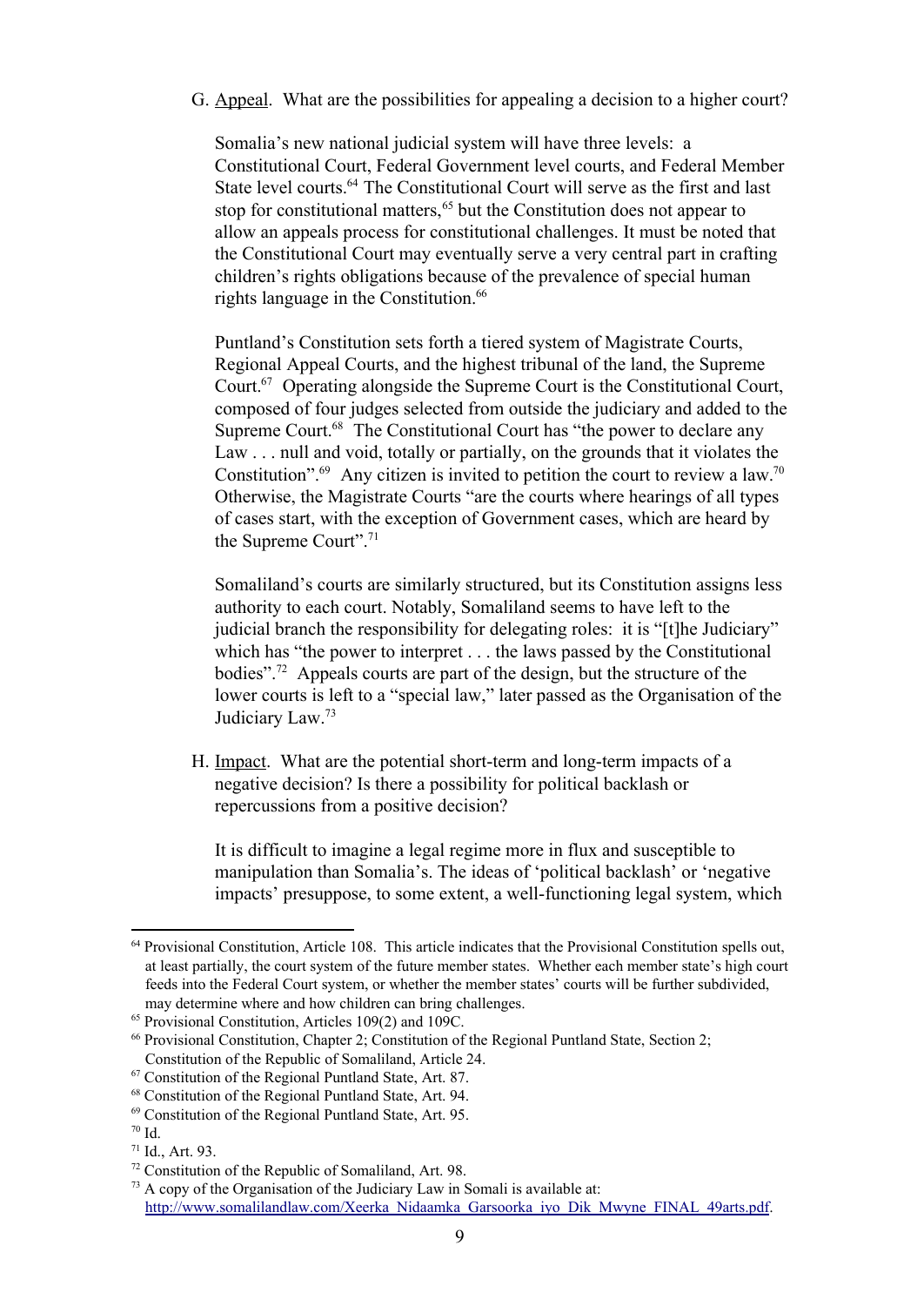G. Appeal. What are the possibilities for appealing a decision to a higher court?

Somalia's new national judicial system will have three levels: a Constitutional Court, Federal Government level courts, and Federal Member State level courts.[64] The Constitutional Court will serve as the first and last stop for constitutional matters,[65] but the Constitution does not appear to allow an appeals process for constitutional challenges. It must be noted that the Constitutional Court may eventually serve a very central part in crafting children's rights obligations because of the prevalence of special human rights language in the Constitution.[66]

Puntland's Constitution sets forth a tiered system of Magistrate Courts, Regional Appeal Courts, and the highest tribunal of the land, the Supreme Court.[67] Operating alongside the Supreme Court is the Constitutional Court, composed of four judges selected from outside the judiciary and added to the Supreme Court.[68] The Constitutional Court has "the power to declare any Law . . . null and void, totally or partially, on the grounds that it violates the Constitution".[69] Any citizen is invited to petition the court to review a law.[70] Otherwise, the Magistrate Courts "are the courts where hearings of all types of cases start, with the exception of Government cases, which are heard by the Supreme Court".[71]

Somaliland's courts are similarly structured, but its Constitution assigns less authority to each court. Notably, Somaliland seems to have left to the judicial branch the responsibility for delegating roles: it is "[t]he Judiciary" which has "the power to interpret . . . the laws passed by the Constitutional bodies".[72] Appeals courts are part of the design, but the structure of the lower courts is left to a "special law," later passed as the Organisation of the Judiciary Law.[73]

H. Impact. What are the potential short-term and long-term impacts of a negative decision? Is there a possibility for political backlash or repercussions from a positive decision?

It is difficult to imagine a legal regime more in flux and susceptible to manipulation than Somalia's. The ideas of 'political backlash' or 'negative impacts' presuppose, to some extent, a well-functioning legal system, which

---

[64] Provisional Constitution, Article 108. This article indicates that the Provisional Constitution spells out, at least partially, the court system of the future member states. Whether each member state's high court feeds into the Federal Court system, or whether the member states' courts will be further subdivided, may determine where and how children can bring challenges.

[65] Provisional Constitution, Articles 109(2) and 109C.

[66] Provisional Constitution, Chapter 2; Constitution of the Regional Puntland State, Section 2; Constitution of the Republic of Somaliland, Article 24.

[67] Constitution of the Regional Puntland State, Art. 87.

[68] Constitution of the Regional Puntland State, Art. 94.

[69] Constitution of the Regional Puntland State, Art. 95.

[70] Id.

[71] Id., Art. 93.

[72] Constitution of the Republic of Somaliland, Art. 98.

[73] A copy of the Organisation of the Judiciary Law in Somali is available at: http://www.somalilandlaw.com/Xeerka_Nidaamka_Garsoorka_iyo_Dik_Mwyne_FINAL_49arts.pdf.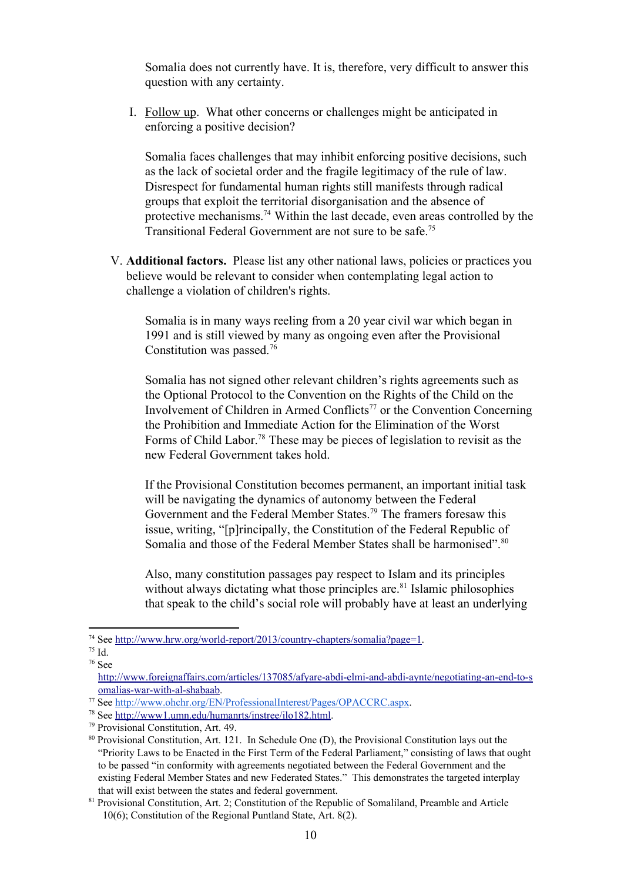Somalia does not currently have. It is, therefore, very difficult to answer this question with any certainty.

I. Follow up. What other concerns or challenges might be anticipated in enforcing a positive decision?

Somalia faces challenges that may inhibit enforcing positive decisions, such as the lack of societal order and the fragile legitimacy of the rule of law. Disrespect for fundamental human rights still manifests through radical groups that exploit the territorial disorganisation and the absence of protective mechanisms.[74] Within the last decade, even areas controlled by the Transitional Federal Government are not sure to be safe.[75]

V. **Additional factors.** Please list any other national laws, policies or practices you believe would be relevant to consider when contemplating legal action to challenge a violation of children's rights.

Somalia is in many ways reeling from a 20 year civil war which began in 1991 and is still viewed by many as ongoing even after the Provisional Constitution was passed.[76]

Somalia has not signed other relevant children's rights agreements such as the Optional Protocol to the Convention on the Rights of the Child on the Involvement of Children in Armed Conflicts[77] or the Convention Concerning the Prohibition and Immediate Action for the Elimination of the Worst Forms of Child Labor.[78] These may be pieces of legislation to revisit as the new Federal Government takes hold.

If the Provisional Constitution becomes permanent, an important initial task will be navigating the dynamics of autonomy between the Federal Government and the Federal Member States.[79] The framers foresaw this issue, writing, "[p]rincipally, the Constitution of the Federal Republic of Somalia and those of the Federal Member States shall be harmonised".[80]

Also, many constitution passages pay respect to Islam and its principles without always dictating what those principles are.[81] Islamic philosophies that speak to the child's social role will probably have at least an underlying

---

[74] See http://www.hrw.org/world-report/2013/country-chapters/somalia?page=1.

[75] Id.

[76] See http://www.foreignaffairs.com/articles/137085/afyare-abdi-elmi-and-abdi-aynte/negotiating-an-end-to-somalias-war-with-al-shabaab.

[77] See http://www.ohchr.org/EN/ProfessionalInterest/Pages/OPACCRC.aspx.

[78] See http://www1.umn.edu/humanrts/instree/ilo182.html.

[79] Provisional Constitution, Art. 49.

[80] Provisional Constitution, Art. 121. In Schedule One (D), the Provisional Constitution lays out the "Priority Laws to be Enacted in the First Term of the Federal Parliament," consisting of laws that ought to be passed "in conformity with agreements negotiated between the Federal Government and the existing Federal Member States and new Federated States." This demonstrates the targeted interplay that will exist between the states and federal government.

[81] Provisional Constitution, Art. 2; Constitution of the Republic of Somaliland, Preamble and Article 10(6); Constitution of the Regional Puntland State, Art. 8(2).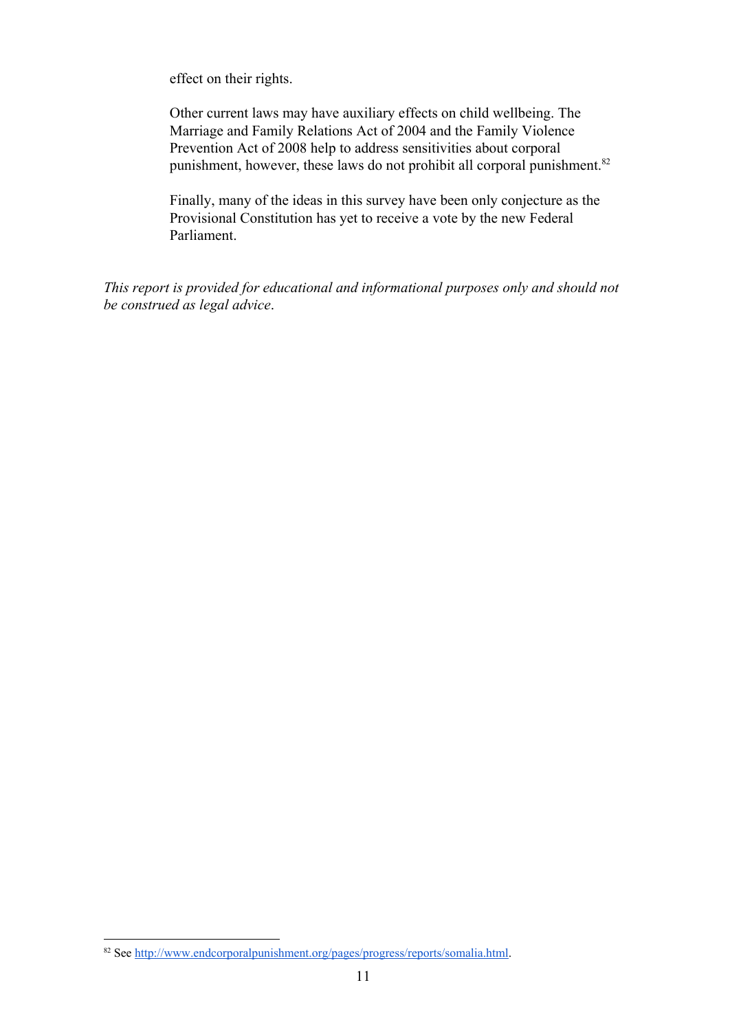effect on their rights.

Other current laws may have auxiliary effects on child wellbeing. The Marriage and Family Relations Act of 2004 and the Family Violence Prevention Act of 2008 help to address sensitivities about corporal punishment, however, these laws do not prohibit all corporal punishment.[82]

Finally, many of the ideas in this survey have been only conjecture as the Provisional Constitution has yet to receive a vote by the new Federal Parliament.

*This report is provided for educational and informational purposes only and should not be construed as legal advice*.

---

[82] See http://www.endcorporalpunishment.org/pages/progress/reports/somalia.html.